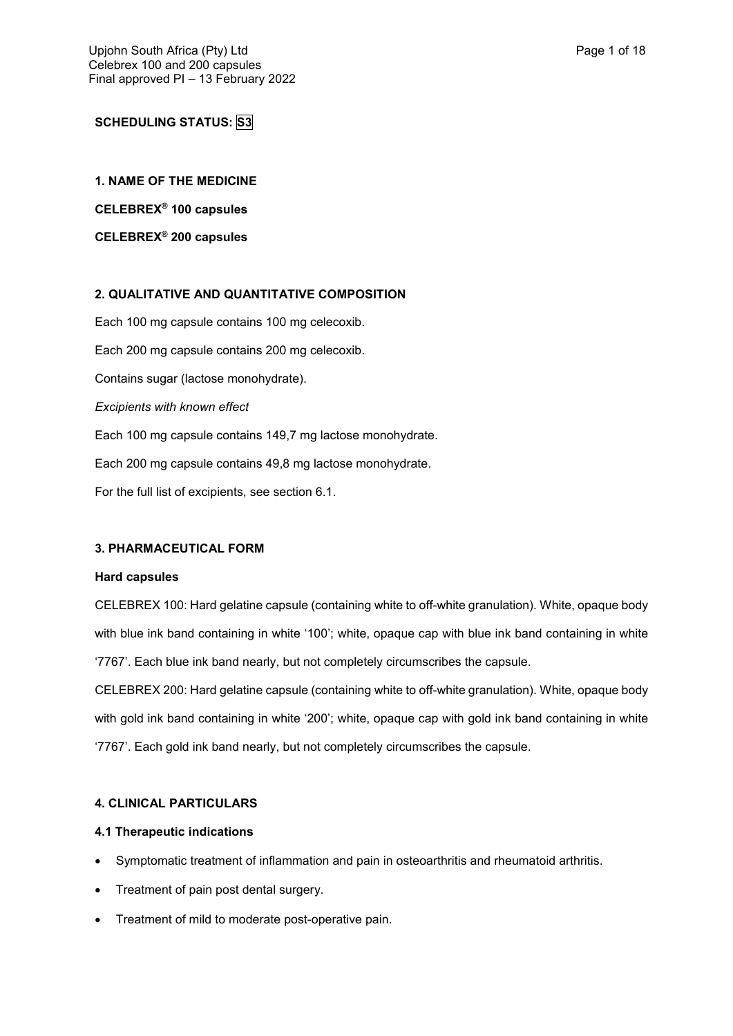**SCHEDULING STATUS: S3**

## 1. NAME OF THE MEDICINE

**CELEBREX® 100 capsules**

**CELEBREX® 200 capsules**

## 2. QUALITATIVE AND QUANTITATIVE COMPOSITION

Each 100 mg capsule contains 100 mg celecoxib.

Each 200 mg capsule contains 200 mg celecoxib.

Contains sugar (lactose monohydrate).

*Excipients with known effect*

Each 100 mg capsule contains 149,7 mg lactose monohydrate.

Each 200 mg capsule contains 49,8 mg lactose monohydrate.

For the full list of excipients, see section 6.1.

## 3. PHARMACEUTICAL FORM

**Hard capsules**

CELEBREX 100: Hard gelatine capsule (containing white to off-white granulation). White, opaque body with blue ink band containing in white '100'; white, opaque cap with blue ink band containing in white '7767'. Each blue ink band nearly, but not completely circumscribes the capsule.

CELEBREX 200: Hard gelatine capsule (containing white to off-white granulation). White, opaque body with gold ink band containing in white '200'; white, opaque cap with gold ink band containing in white '7767'. Each gold ink band nearly, but not completely circumscribes the capsule.

## 4. CLINICAL PARTICULARS

### 4.1 Therapeutic indications

- Symptomatic treatment of inflammation and pain in osteoarthritis and rheumatoid arthritis.
- Treatment of pain post dental surgery.
- Treatment of mild to moderate post-operative pain.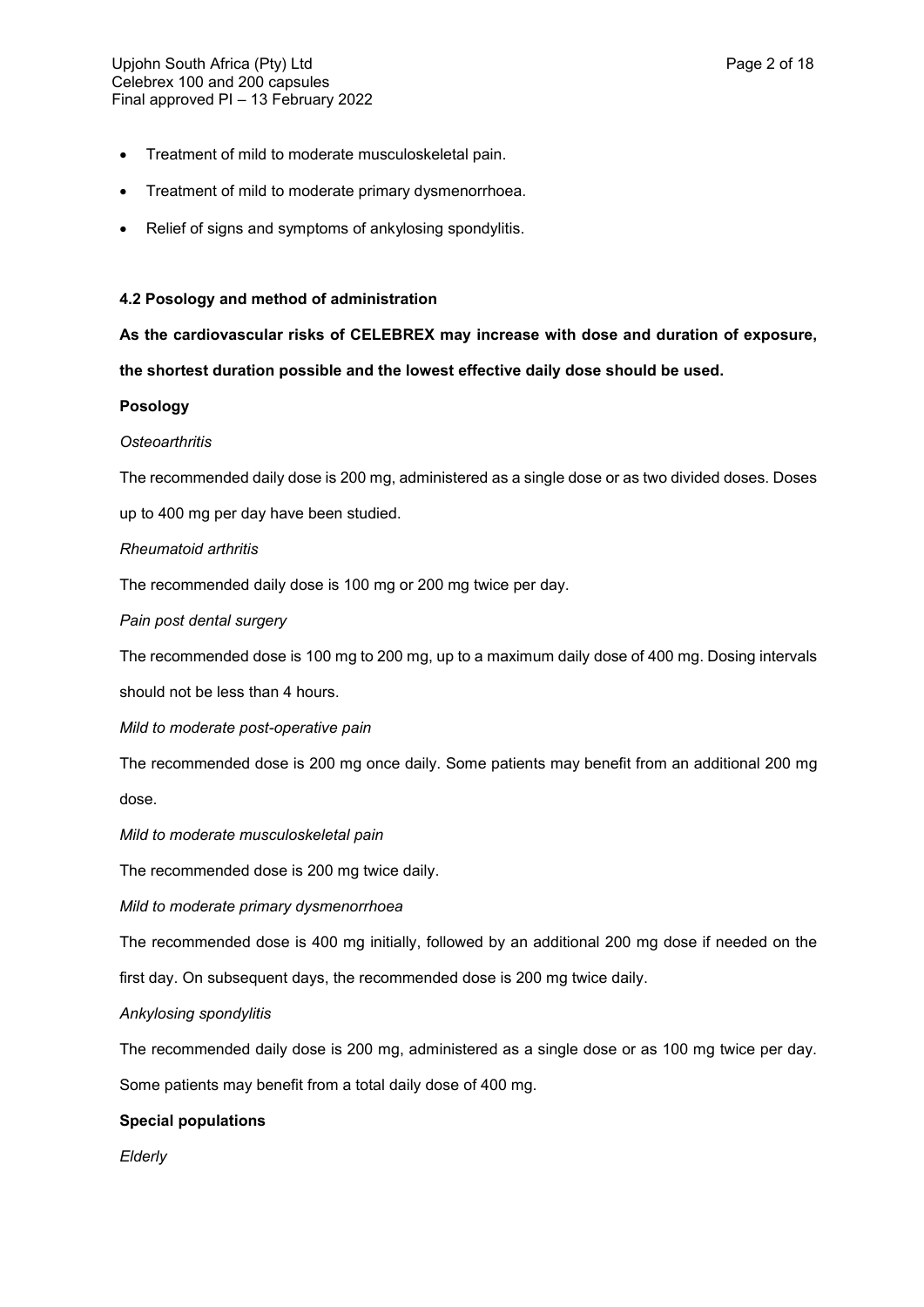- Treatment of mild to moderate musculoskeletal pain.
- Treatment of mild to moderate primary dysmenorrhoea.
- Relief of signs and symptoms of ankylosing spondylitis.

#### 4.2 Posology and method of administration

**As the cardiovascular risks of CELEBREX may increase with dose and duration of exposure, the shortest duration possible and the lowest effective daily dose should be used.**

**Posology**

*Osteoarthritis*

The recommended daily dose is 200 mg, administered as a single dose or as two divided doses. Doses up to 400 mg per day have been studied.

*Rheumatoid arthritis*

The recommended daily dose is 100 mg or 200 mg twice per day.

*Pain post dental surgery*

The recommended dose is 100 mg to 200 mg, up to a maximum daily dose of 400 mg. Dosing intervals should not be less than 4 hours.

*Mild to moderate post-operative pain*

The recommended dose is 200 mg once daily. Some patients may benefit from an additional 200 mg dose.

*Mild to moderate musculoskeletal pain*

The recommended dose is 200 mg twice daily.

*Mild to moderate primary dysmenorrhoea*

The recommended dose is 400 mg initially, followed by an additional 200 mg dose if needed on the first day. On subsequent days, the recommended dose is 200 mg twice daily.

*Ankylosing spondylitis*

The recommended daily dose is 200 mg, administered as a single dose or as 100 mg twice per day. Some patients may benefit from a total daily dose of 400 mg.

**Special populations**

*Elderly*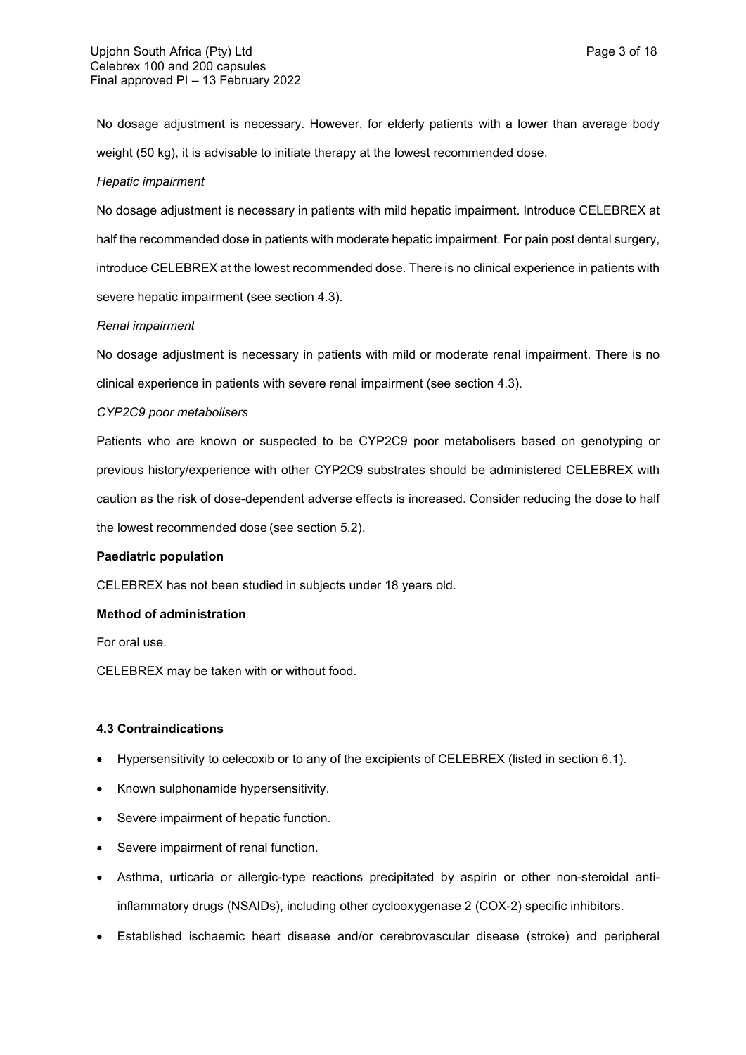No dosage adjustment is necessary. However, for elderly patients with a lower than average body weight (50 kg), it is advisable to initiate therapy at the lowest recommended dose.

*Hepatic impairment*

No dosage adjustment is necessary in patients with mild hepatic impairment. Introduce CELEBREX at half the recommended dose in patients with moderate hepatic impairment. For pain post dental surgery, introduce CELEBREX at the lowest recommended dose. There is no clinical experience in patients with severe hepatic impairment (see section 4.3).

*Renal impairment*

No dosage adjustment is necessary in patients with mild or moderate renal impairment. There is no clinical experience in patients with severe renal impairment (see section 4.3).

*CYP2C9 poor metabolisers*

Patients who are known or suspected to be CYP2C9 poor metabolisers based on genotyping or previous history/experience with other CYP2C9 substrates should be administered CELEBREX with caution as the risk of dose-dependent adverse effects is increased. Consider reducing the dose to half the lowest recommended dose (see section 5.2).

**Paediatric population**

CELEBREX has not been studied in subjects under 18 years old.

**Method of administration**

For oral use.

CELEBREX may be taken with or without food.

**4.3 Contraindications**

- Hypersensitivity to celecoxib or to any of the excipients of CELEBREX (listed in section 6.1).
- Known sulphonamide hypersensitivity.
- Severe impairment of hepatic function.
- Severe impairment of renal function.
- Asthma, urticaria or allergic-type reactions precipitated by aspirin or other non-steroidal anti-inflammatory drugs (NSAIDs), including other cyclooxygenase 2 (COX-2) specific inhibitors.
- Established ischaemic heart disease and/or cerebrovascular disease (stroke) and peripheral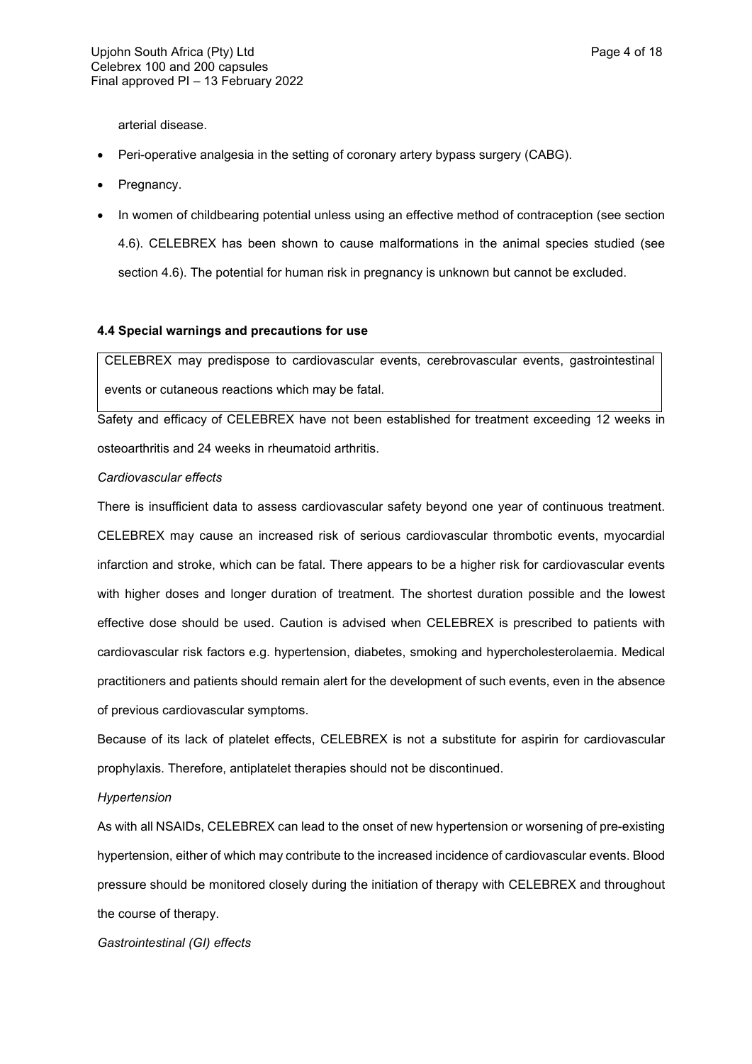arterial disease.

- Peri-operative analgesia in the setting of coronary artery bypass surgery (CABG).
- Pregnancy.
- In women of childbearing potential unless using an effective method of contraception (see section 4.6). CELEBREX has been shown to cause malformations in the animal species studied (see section 4.6). The potential for human risk in pregnancy is unknown but cannot be excluded.

#### 4.4 Special warnings and precautions for use

| CELEBREX may predispose to cardiovascular events, cerebrovascular events, gastrointestinal events or cutaneous reactions which may be fatal. |
| --- |

Safety and efficacy of CELEBREX have not been established for treatment exceeding 12 weeks in osteoarthritis and 24 weeks in rheumatoid arthritis.

*Cardiovascular effects*

There is insufficient data to assess cardiovascular safety beyond one year of continuous treatment. CELEBREX may cause an increased risk of serious cardiovascular thrombotic events, myocardial infarction and stroke, which can be fatal. There appears to be a higher risk for cardiovascular events with higher doses and longer duration of treatment. The shortest duration possible and the lowest effective dose should be used. Caution is advised when CELEBREX is prescribed to patients with cardiovascular risk factors e.g. hypertension, diabetes, smoking and hypercholesterolaemia. Medical practitioners and patients should remain alert for the development of such events, even in the absence of previous cardiovascular symptoms.

Because of its lack of platelet effects, CELEBREX is not a substitute for aspirin for cardiovascular prophylaxis. Therefore, antiplatelet therapies should not be discontinued.

*Hypertension*

As with all NSAIDs, CELEBREX can lead to the onset of new hypertension or worsening of pre-existing hypertension, either of which may contribute to the increased incidence of cardiovascular events. Blood pressure should be monitored closely during the initiation of therapy with CELEBREX and throughout the course of therapy.

*Gastrointestinal (GI) effects*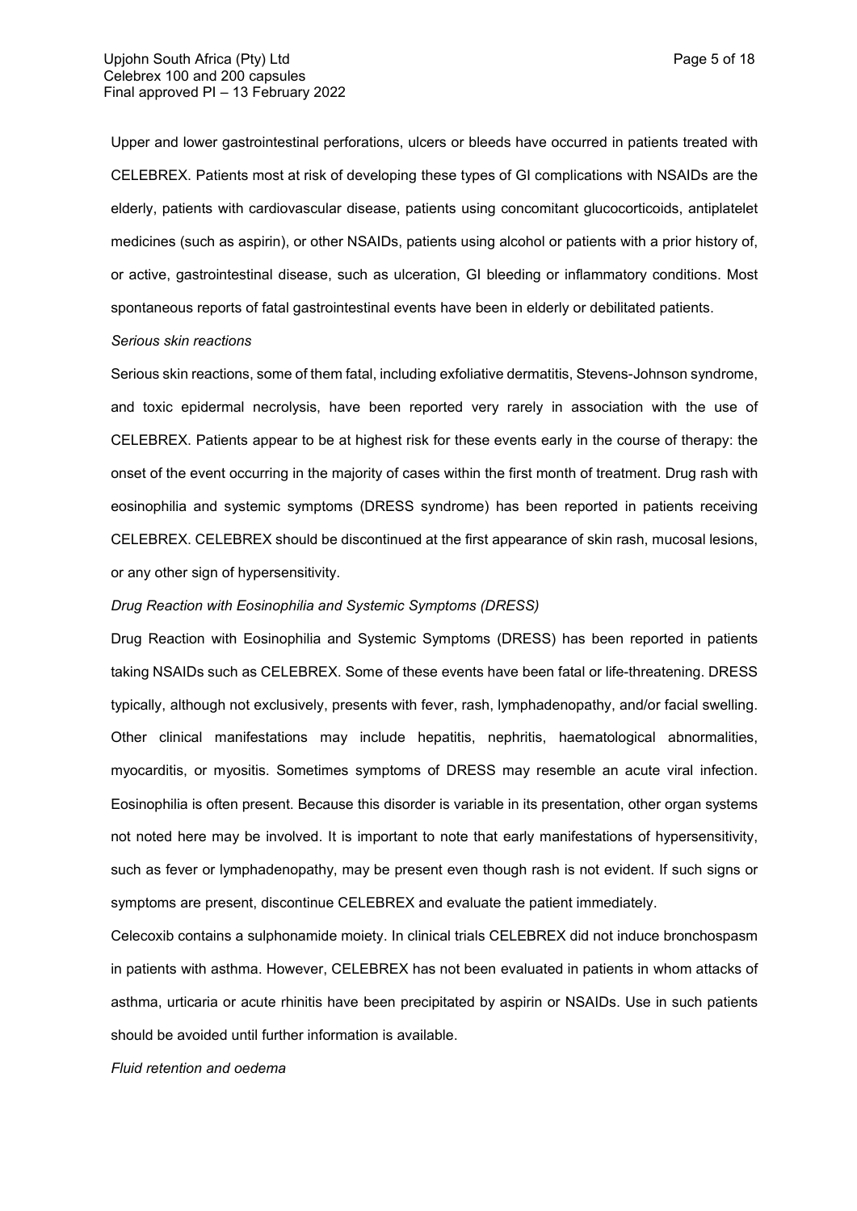Upper and lower gastrointestinal perforations, ulcers or bleeds have occurred in patients treated with CELEBREX. Patients most at risk of developing these types of GI complications with NSAIDs are the elderly, patients with cardiovascular disease, patients using concomitant glucocorticoids, antiplatelet medicines (such as aspirin), or other NSAIDs, patients using alcohol or patients with a prior history of, or active, gastrointestinal disease, such as ulceration, GI bleeding or inflammatory conditions. Most spontaneous reports of fatal gastrointestinal events have been in elderly or debilitated patients.

*Serious skin reactions*

Serious skin reactions, some of them fatal, including exfoliative dermatitis, Stevens-Johnson syndrome, and toxic epidermal necrolysis, have been reported very rarely in association with the use of CELEBREX. Patients appear to be at highest risk for these events early in the course of therapy: the onset of the event occurring in the majority of cases within the first month of treatment. Drug rash with eosinophilia and systemic symptoms (DRESS syndrome) has been reported in patients receiving CELEBREX. CELEBREX should be discontinued at the first appearance of skin rash, mucosal lesions, or any other sign of hypersensitivity.

*Drug Reaction with Eosinophilia and Systemic Symptoms (DRESS)*

Drug Reaction with Eosinophilia and Systemic Symptoms (DRESS) has been reported in patients taking NSAIDs such as CELEBREX. Some of these events have been fatal or life-threatening. DRESS typically, although not exclusively, presents with fever, rash, lymphadenopathy, and/or facial swelling. Other clinical manifestations may include hepatitis, nephritis, haematological abnormalities, myocarditis, or myositis. Sometimes symptoms of DRESS may resemble an acute viral infection. Eosinophilia is often present. Because this disorder is variable in its presentation, other organ systems not noted here may be involved. It is important to note that early manifestations of hypersensitivity, such as fever or lymphadenopathy, may be present even though rash is not evident. If such signs or symptoms are present, discontinue CELEBREX and evaluate the patient immediately.

Celecoxib contains a sulphonamide moiety. In clinical trials CELEBREX did not induce bronchospasm in patients with asthma. However, CELEBREX has not been evaluated in patients in whom attacks of asthma, urticaria or acute rhinitis have been precipitated by aspirin or NSAIDs. Use in such patients should be avoided until further information is available.

*Fluid retention and oedema*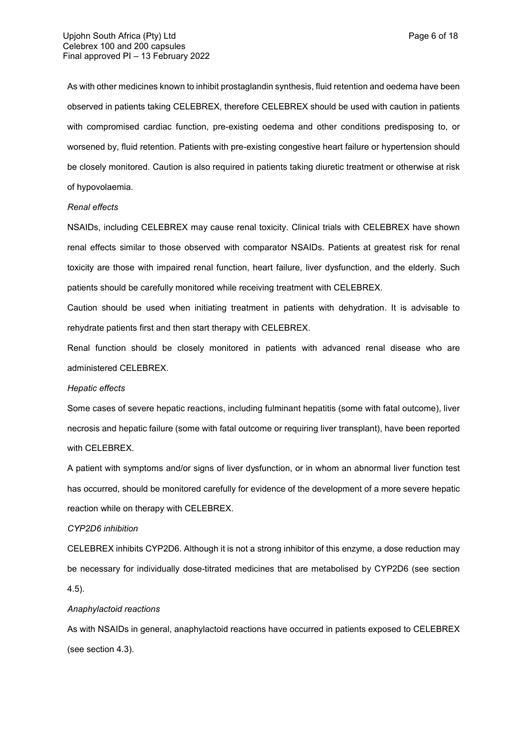As with other medicines known to inhibit prostaglandin synthesis, fluid retention and oedema have been observed in patients taking CELEBREX, therefore CELEBREX should be used with caution in patients with compromised cardiac function, pre-existing oedema and other conditions predisposing to, or worsened by, fluid retention. Patients with pre-existing congestive heart failure or hypertension should be closely monitored. Caution is also required in patients taking diuretic treatment or otherwise at risk of hypovolaemia.

*Renal effects*

NSAIDs, including CELEBREX may cause renal toxicity. Clinical trials with CELEBREX have shown renal effects similar to those observed with comparator NSAIDs. Patients at greatest risk for renal toxicity are those with impaired renal function, heart failure, liver dysfunction, and the elderly. Such patients should be carefully monitored while receiving treatment with CELEBREX.

Caution should be used when initiating treatment in patients with dehydration. It is advisable to rehydrate patients first and then start therapy with CELEBREX.

Renal function should be closely monitored in patients with advanced renal disease who are administered CELEBREX.

*Hepatic effects*

Some cases of severe hepatic reactions, including fulminant hepatitis (some with fatal outcome), liver necrosis and hepatic failure (some with fatal outcome or requiring liver transplant), have been reported with CELEBREX.

A patient with symptoms and/or signs of liver dysfunction, or in whom an abnormal liver function test has occurred, should be monitored carefully for evidence of the development of a more severe hepatic reaction while on therapy with CELEBREX.

*CYP2D6 inhibition*

CELEBREX inhibits CYP2D6. Although it is not a strong inhibitor of this enzyme, a dose reduction may be necessary for individually dose-titrated medicines that are metabolised by CYP2D6 (see section 4.5).

*Anaphylactoid reactions*

As with NSAIDs in general, anaphylactoid reactions have occurred in patients exposed to CELEBREX (see section 4.3).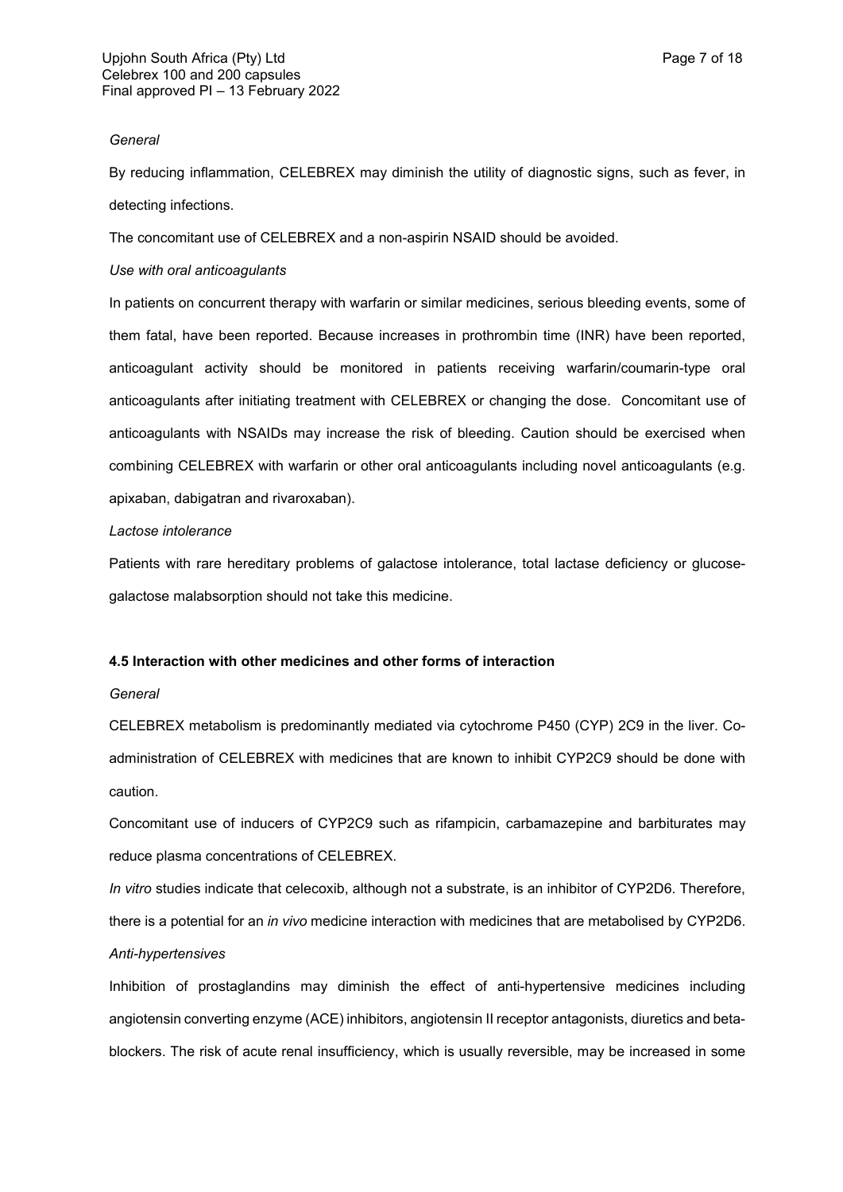*General*

By reducing inflammation, CELEBREX may diminish the utility of diagnostic signs, such as fever, in detecting infections.

The concomitant use of CELEBREX and a non-aspirin NSAID should be avoided.

*Use with oral anticoagulants*

In patients on concurrent therapy with warfarin or similar medicines, serious bleeding events, some of them fatal, have been reported. Because increases in prothrombin time (INR) have been reported, anticoagulant activity should be monitored in patients receiving warfarin/coumarin-type oral anticoagulants after initiating treatment with CELEBREX or changing the dose. Concomitant use of anticoagulants with NSAIDs may increase the risk of bleeding. Caution should be exercised when combining CELEBREX with warfarin or other oral anticoagulants including novel anticoagulants (e.g. apixaban, dabigatran and rivaroxaban).

*Lactose intolerance*

Patients with rare hereditary problems of galactose intolerance, total lactase deficiency or glucose-galactose malabsorption should not take this medicine.

**4.5 Interaction with other medicines and other forms of interaction**

*General*

CELEBREX metabolism is predominantly mediated via cytochrome P450 (CYP) 2C9 in the liver. Co-administration of CELEBREX with medicines that are known to inhibit CYP2C9 should be done with caution.

Concomitant use of inducers of CYP2C9 such as rifampicin, carbamazepine and barbiturates may reduce plasma concentrations of CELEBREX.

*In vitro* studies indicate that celecoxib, although not a substrate, is an inhibitor of CYP2D6. Therefore, there is a potential for an *in vivo* medicine interaction with medicines that are metabolised by CYP2D6.

*Anti-hypertensives*

Inhibition of prostaglandins may diminish the effect of anti-hypertensive medicines including angiotensin converting enzyme (ACE) inhibitors, angiotensin II receptor antagonists, diuretics and beta-blockers. The risk of acute renal insufficiency, which is usually reversible, may be increased in some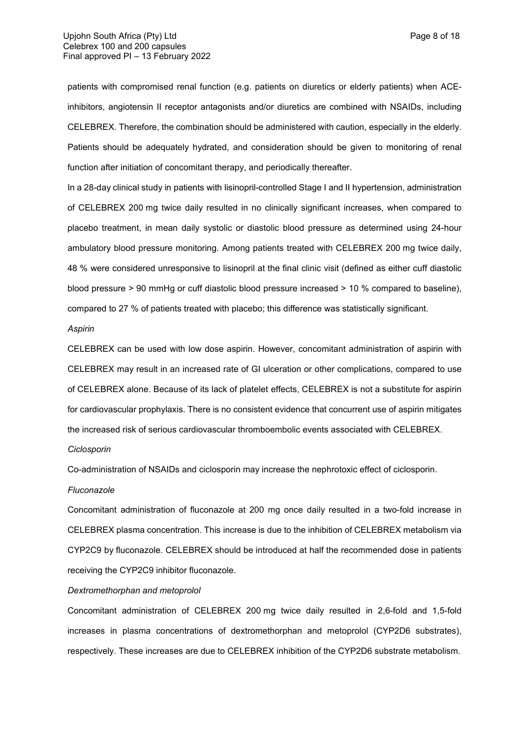patients with compromised renal function (e.g. patients on diuretics or elderly patients) when ACE-inhibitors, angiotensin II receptor antagonists and/or diuretics are combined with NSAIDs, including CELEBREX. Therefore, the combination should be administered with caution, especially in the elderly. Patients should be adequately hydrated, and consideration should be given to monitoring of renal function after initiation of concomitant therapy, and periodically thereafter.

In a 28-day clinical study in patients with lisinopril-controlled Stage I and II hypertension, administration of CELEBREX 200 mg twice daily resulted in no clinically significant increases, when compared to placebo treatment, in mean daily systolic or diastolic blood pressure as determined using 24-hour ambulatory blood pressure monitoring. Among patients treated with CELEBREX 200 mg twice daily, 48 % were considered unresponsive to lisinopril at the final clinic visit (defined as either cuff diastolic blood pressure > 90 mmHg or cuff diastolic blood pressure increased > 10 % compared to baseline), compared to 27 % of patients treated with placebo; this difference was statistically significant.

*Aspirin*

CELEBREX can be used with low dose aspirin. However, concomitant administration of aspirin with CELEBREX may result in an increased rate of GI ulceration or other complications, compared to use of CELEBREX alone. Because of its lack of platelet effects, CELEBREX is not a substitute for aspirin for cardiovascular prophylaxis. There is no consistent evidence that concurrent use of aspirin mitigates the increased risk of serious cardiovascular thromboembolic events associated with CELEBREX.

*Ciclosporin*

Co-administration of NSAIDs and ciclosporin may increase the nephrotoxic effect of ciclosporin.

*Fluconazole*

Concomitant administration of fluconazole at 200 mg once daily resulted in a two-fold increase in CELEBREX plasma concentration. This increase is due to the inhibition of CELEBREX metabolism via CYP2C9 by fluconazole. CELEBREX should be introduced at half the recommended dose in patients receiving the CYP2C9 inhibitor fluconazole.

*Dextromethorphan and metoprolol*

Concomitant administration of CELEBREX 200 mg twice daily resulted in 2,6-fold and 1,5-fold increases in plasma concentrations of dextromethorphan and metoprolol (CYP2D6 substrates), respectively. These increases are due to CELEBREX inhibition of the CYP2D6 substrate metabolism.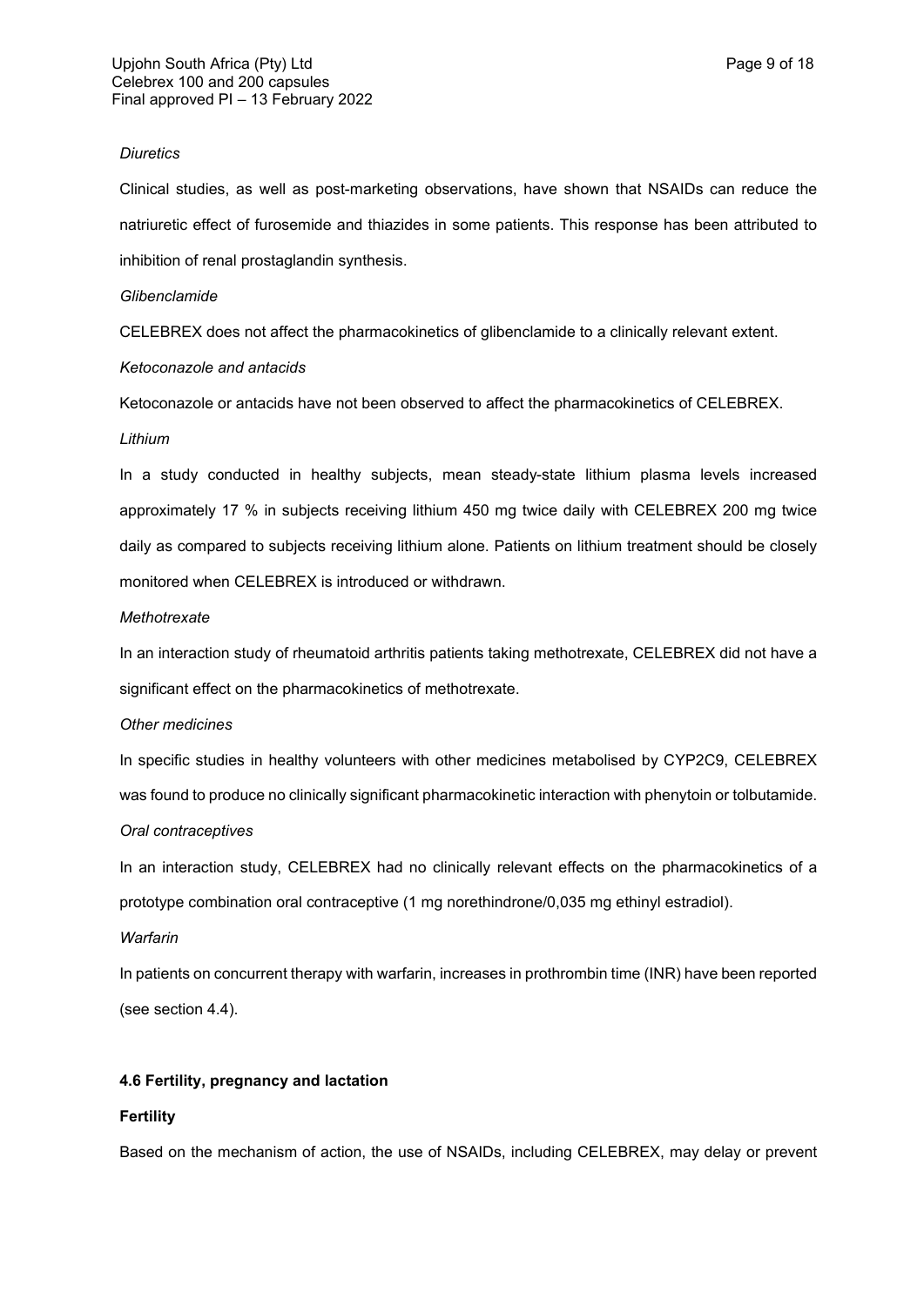*Diuretics*

Clinical studies, as well as post-marketing observations, have shown that NSAIDs can reduce the natriuretic effect of furosemide and thiazides in some patients. This response has been attributed to inhibition of renal prostaglandin synthesis.

*Glibenclamide*

CELEBREX does not affect the pharmacokinetics of glibenclamide to a clinically relevant extent.

*Ketoconazole and antacids*

Ketoconazole or antacids have not been observed to affect the pharmacokinetics of CELEBREX.

*Lithium*

In a study conducted in healthy subjects, mean steady-state lithium plasma levels increased approximately 17 % in subjects receiving lithium 450 mg twice daily with CELEBREX 200 mg twice daily as compared to subjects receiving lithium alone. Patients on lithium treatment should be closely monitored when CELEBREX is introduced or withdrawn.

*Methotrexate*

In an interaction study of rheumatoid arthritis patients taking methotrexate, CELEBREX did not have a significant effect on the pharmacokinetics of methotrexate.

*Other medicines*

In specific studies in healthy volunteers with other medicines metabolised by CYP2C9, CELEBREX was found to produce no clinically significant pharmacokinetic interaction with phenytoin or tolbutamide.

*Oral contraceptives*

In an interaction study, CELEBREX had no clinically relevant effects on the pharmacokinetics of a prototype combination oral contraceptive (1 mg norethindrone/0,035 mg ethinyl estradiol).

*Warfarin*

In patients on concurrent therapy with warfarin, increases in prothrombin time (INR) have been reported (see section 4.4).

## 4.6 Fertility, pregnancy and lactation

**Fertility**

Based on the mechanism of action, the use of NSAIDs, including CELEBREX, may delay or prevent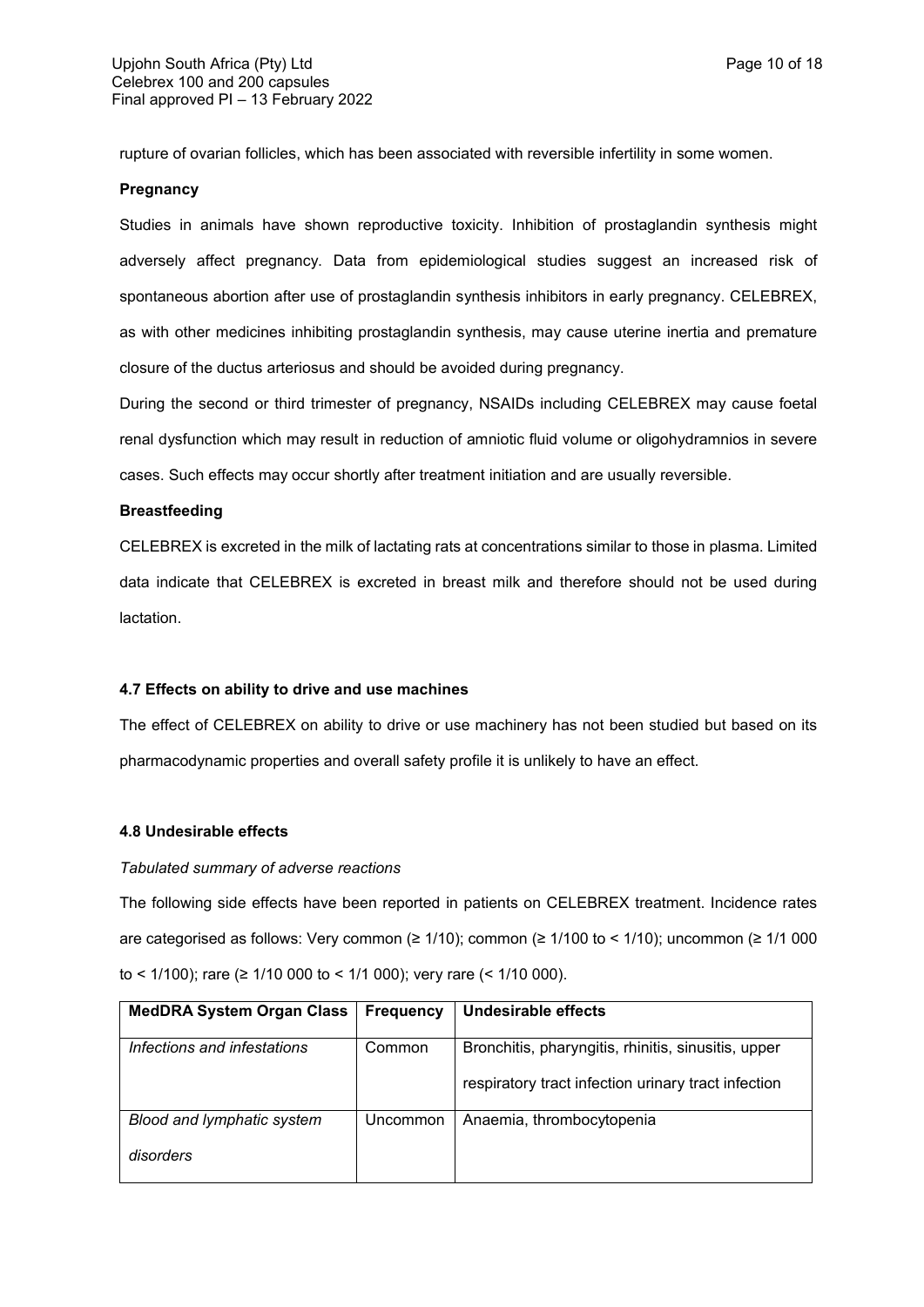rupture of ovarian follicles, which has been associated with reversible infertility in some women.

**Pregnancy**

Studies in animals have shown reproductive toxicity. Inhibition of prostaglandin synthesis might adversely affect pregnancy. Data from epidemiological studies suggest an increased risk of spontaneous abortion after use of prostaglandin synthesis inhibitors in early pregnancy. CELEBREX, as with other medicines inhibiting prostaglandin synthesis, may cause uterine inertia and premature closure of the ductus arteriosus and should be avoided during pregnancy.

During the second or third trimester of pregnancy, NSAIDs including CELEBREX may cause foetal renal dysfunction which may result in reduction of amniotic fluid volume or oligohydramnios in severe cases. Such effects may occur shortly after treatment initiation and are usually reversible.

**Breastfeeding**

CELEBREX is excreted in the milk of lactating rats at concentrations similar to those in plasma. Limited data indicate that CELEBREX is excreted in breast milk and therefore should not be used during lactation.

### 4.7 Effects on ability to drive and use machines

The effect of CELEBREX on ability to drive or use machinery has not been studied but based on its pharmacodynamic properties and overall safety profile it is unlikely to have an effect.

### 4.8 Undesirable effects

*Tabulated summary of adverse reactions*

The following side effects have been reported in patients on CELEBREX treatment. Incidence rates are categorised as follows: Very common (≥ 1/10); common (≥ 1/100 to < 1/10); uncommon (≥ 1/1 000 to < 1/100); rare (≥ 1/10 000 to < 1/1 000); very rare (< 1/10 000).

| MedDRA System Organ Class | Frequency | Undesirable effects |
|---|---|---|
| *Infections and infestations* | Common | Bronchitis, pharyngitis, rhinitis, sinusitis, upper respiratory tract infection urinary tract infection |
| *Blood and lymphatic system disorders* | Uncommon | Anaemia, thrombocytopenia |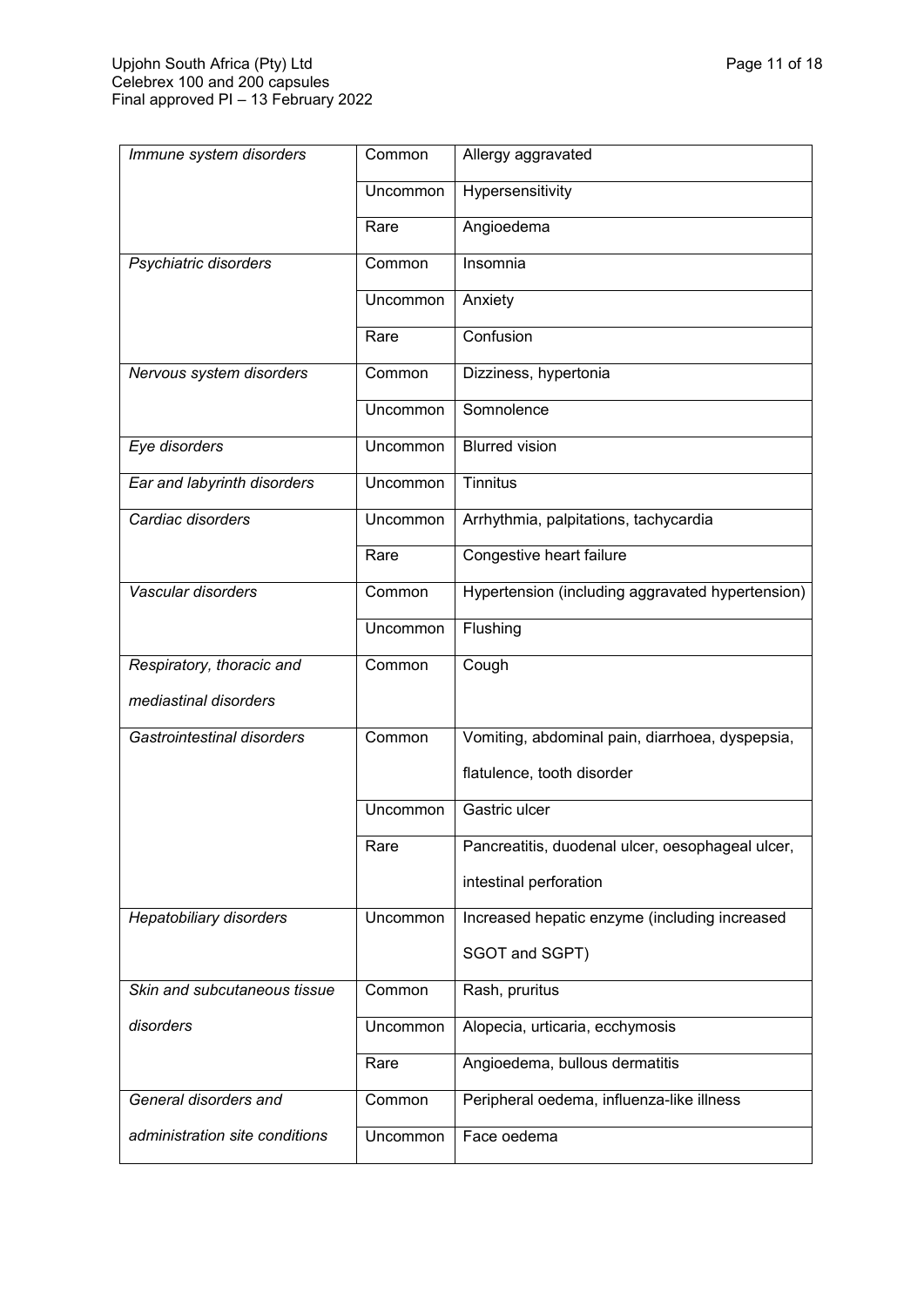| | | |
|---|---|---|
| *Immune system disorders* | Common | Allergy aggravated |
| | Uncommon | Hypersensitivity |
| | Rare | Angioedema |
| *Psychiatric disorders* | Common | Insomnia |
| | Uncommon | Anxiety |
| | Rare | Confusion |
| *Nervous system disorders* | Common | Dizziness, hypertonia |
| | Uncommon | Somnolence |
| *Eye disorders* | Uncommon | Blurred vision |
| *Ear and labyrinth disorders* | Uncommon | Tinnitus |
| *Cardiac disorders* | Uncommon | Arrhythmia, palpitations, tachycardia |
| | Rare | Congestive heart failure |
| *Vascular disorders* | Common | Hypertension (including aggravated hypertension) |
| | Uncommon | Flushing |
| *Respiratory, thoracic and mediastinal disorders* | Common | Cough |
| *Gastrointestinal disorders* | Common | Vomiting, abdominal pain, diarrhoea, dyspepsia, flatulence, tooth disorder |
| | Uncommon | Gastric ulcer |
| | Rare | Pancreatitis, duodenal ulcer, oesophageal ulcer, intestinal perforation |
| *Hepatobiliary disorders* | Uncommon | Increased hepatic enzyme (including increased SGOT and SGPT) |
| *Skin and subcutaneous tissue disorders* | Common | Rash, pruritus |
| | Uncommon | Alopecia, urticaria, ecchymosis |
| | Rare | Angioedema, bullous dermatitis |
| *General disorders and administration site conditions* | Common | Peripheral oedema, influenza-like illness |
| | Uncommon | Face oedema |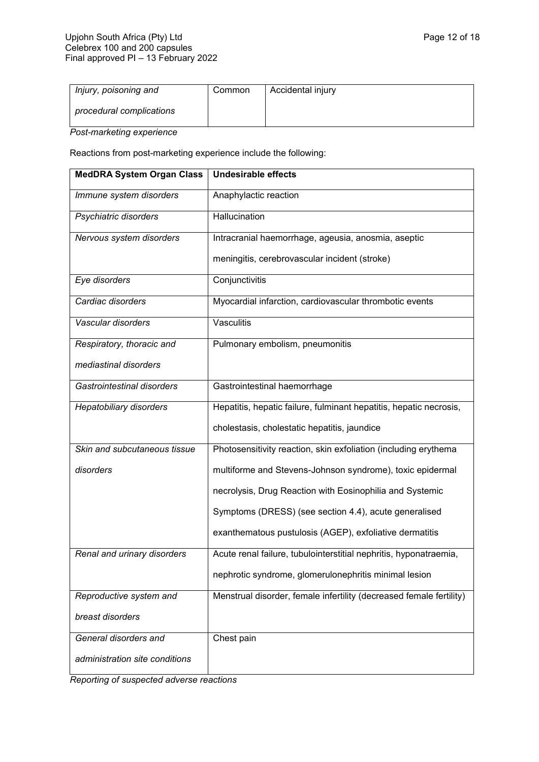| | | |
|---|---|---|
| *Injury, poisoning and procedural complications* | Common | Accidental injury |

*Post-marketing experience*

Reactions from post-marketing experience include the following:

| **MedDRA System Organ Class** | **Undesirable effects** |
|---|---|
| *Immune system disorders* | Anaphylactic reaction |
| *Psychiatric disorders* | Hallucination |
| *Nervous system disorders* | Intracranial haemorrhage, ageusia, anosmia, aseptic meningitis, cerebrovascular incident (stroke) |
| *Eye disorders* | Conjunctivitis |
| *Cardiac disorders* | Myocardial infarction, cardiovascular thrombotic events |
| *Vascular disorders* | Vasculitis |
| *Respiratory, thoracic and mediastinal disorders* | Pulmonary embolism, pneumonitis |
| *Gastrointestinal disorders* | Gastrointestinal haemorrhage |
| *Hepatobiliary disorders* | Hepatitis, hepatic failure, fulminant hepatitis, hepatic necrosis, cholestasis, cholestatic hepatitis, jaundice |
| *Skin and subcutaneous tissue disorders* | Photosensitivity reaction, skin exfoliation (including erythema multiforme and Stevens-Johnson syndrome), toxic epidermal necrolysis, Drug Reaction with Eosinophilia and Systemic Symptoms (DRESS) (see section 4.4), acute generalised exanthematous pustulosis (AGEP), exfoliative dermatitis |
| *Renal and urinary disorders* | Acute renal failure, tubulointerstitial nephritis, hyponatraemia, nephrotic syndrome, glomerulonephritis minimal lesion |
| *Reproductive system and breast disorders* | Menstrual disorder, female infertility (decreased female fertility) |
| *General disorders and administration site conditions* | Chest pain |

*Reporting of suspected adverse reactions*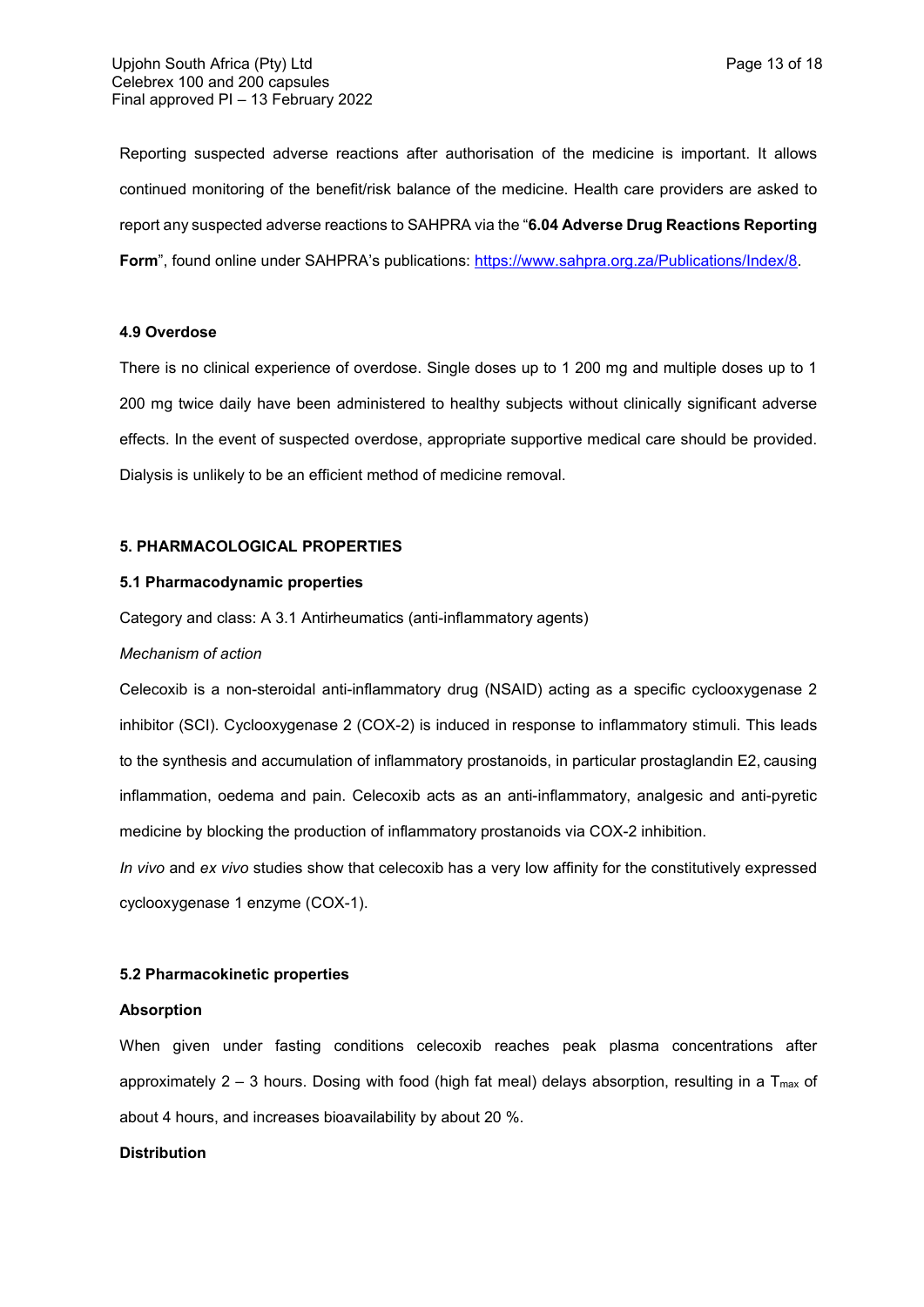Reporting suspected adverse reactions after authorisation of the medicine is important. It allows continued monitoring of the benefit/risk balance of the medicine. Health care providers are asked to report any suspected adverse reactions to SAHPRA via the "**6.04 Adverse Drug Reactions Reporting Form**", found online under SAHPRA's publications: https://www.sahpra.org.za/Publications/Index/8.

#### 4.9 Overdose

There is no clinical experience of overdose. Single doses up to 1 200 mg and multiple doses up to 1 200 mg twice daily have been administered to healthy subjects without clinically significant adverse effects. In the event of suspected overdose, appropriate supportive medical care should be provided. Dialysis is unlikely to be an efficient method of medicine removal.

## 5. PHARMACOLOGICAL PROPERTIES

#### 5.1 Pharmacodynamic properties

Category and class: A 3.1 Antirheumatics (anti-inflammatory agents)

*Mechanism of action*

Celecoxib is a non-steroidal anti-inflammatory drug (NSAID) acting as a specific cyclooxygenase 2 inhibitor (SCI). Cyclooxygenase 2 (COX-2) is induced in response to inflammatory stimuli. This leads to the synthesis and accumulation of inflammatory prostanoids, in particular prostaglandin E2, causing inflammation, oedema and pain. Celecoxib acts as an anti-inflammatory, analgesic and anti-pyretic medicine by blocking the production of inflammatory prostanoids via COX-2 inhibition.

*In vivo* and *ex vivo* studies show that celecoxib has a very low affinity for the constitutively expressed cyclooxygenase 1 enzyme (COX-1).

#### 5.2 Pharmacokinetic properties

**Absorption**

When given under fasting conditions celecoxib reaches peak plasma concentrations after approximately 2 – 3 hours. Dosing with food (high fat meal) delays absorption, resulting in a $T_{max}$ of about 4 hours, and increases bioavailability by about 20 %.

**Distribution**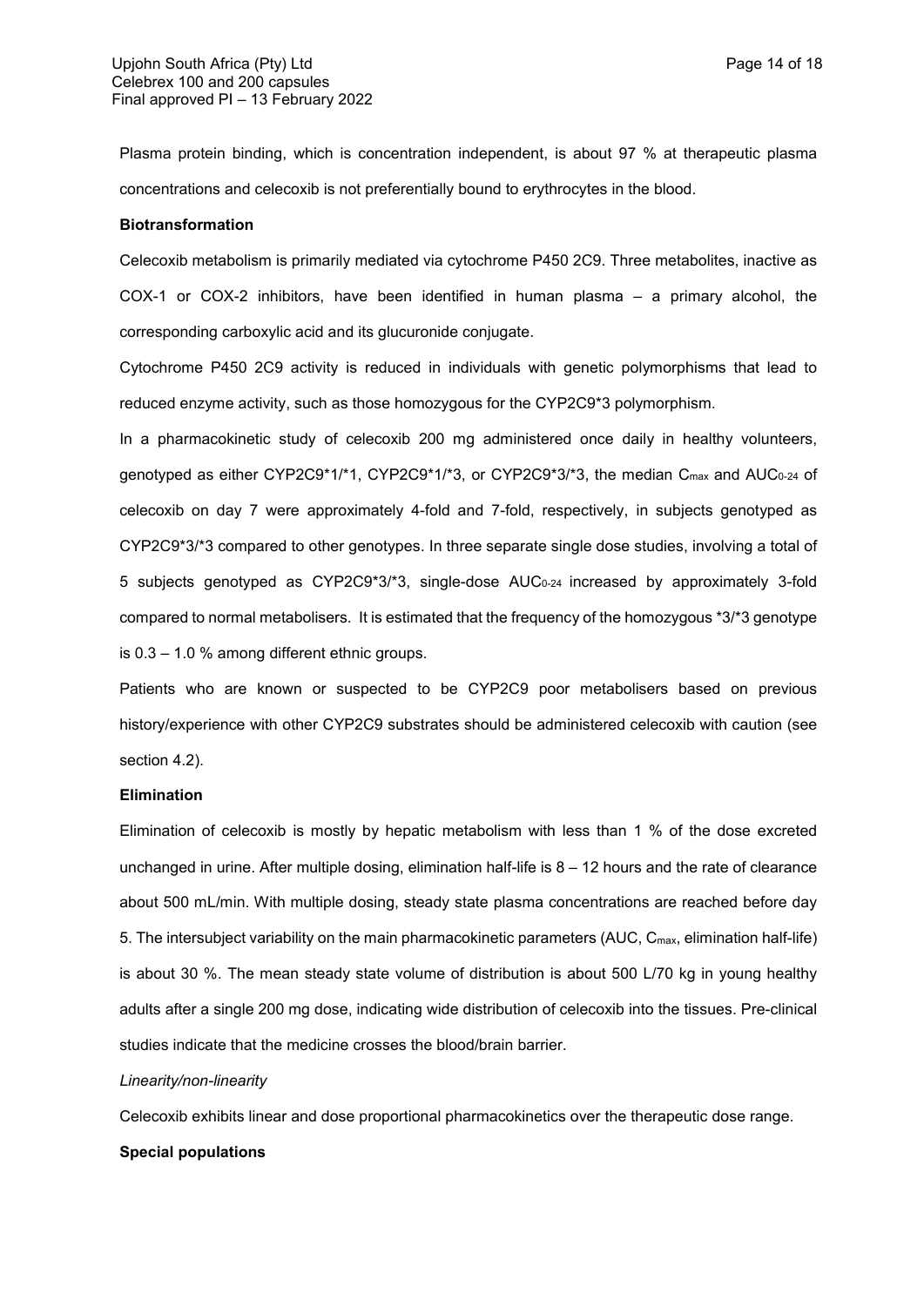Plasma protein binding, which is concentration independent, is about 97 % at therapeutic plasma concentrations and celecoxib is not preferentially bound to erythrocytes in the blood.

**Biotransformation**

Celecoxib metabolism is primarily mediated via cytochrome P450 2C9. Three metabolites, inactive as COX-1 or COX-2 inhibitors, have been identified in human plasma – a primary alcohol, the corresponding carboxylic acid and its glucuronide conjugate.

Cytochrome P450 2C9 activity is reduced in individuals with genetic polymorphisms that lead to reduced enzyme activity, such as those homozygous for the CYP2C9*3 polymorphism.

In a pharmacokinetic study of celecoxib 200 mg administered once daily in healthy volunteers, genotyped as either CYP2C9*1/*1, CYP2C9*1/*3, or CYP2C9*3/*3, the median $C_{max}$ and $AUC_{0-24}$ of celecoxib on day 7 were approximately 4-fold and 7-fold, respectively, in subjects genotyped as CYP2C9*3/*3 compared to other genotypes. In three separate single dose studies, involving a total of 5 subjects genotyped as CYP2C9*3/*3, single-dose $AUC_{0-24}$ increased by approximately 3-fold compared to normal metabolisers. It is estimated that the frequency of the homozygous *3/*3 genotype is 0.3 – 1.0 % among different ethnic groups.

Patients who are known or suspected to be CYP2C9 poor metabolisers based on previous history/experience with other CYP2C9 substrates should be administered celecoxib with caution (see section 4.2).

**Elimination**

Elimination of celecoxib is mostly by hepatic metabolism with less than 1 % of the dose excreted unchanged in urine. After multiple dosing, elimination half-life is 8 – 12 hours and the rate of clearance about 500 mL/min. With multiple dosing, steady state plasma concentrations are reached before day 5. The intersubject variability on the main pharmacokinetic parameters (AUC, $C_{max}$, elimination half-life) is about 30 %. The mean steady state volume of distribution is about 500 L/70 kg in young healthy adults after a single 200 mg dose, indicating wide distribution of celecoxib into the tissues. Pre-clinical studies indicate that the medicine crosses the blood/brain barrier.

*Linearity/non-linearity*

Celecoxib exhibits linear and dose proportional pharmacokinetics over the therapeutic dose range.

**Special populations**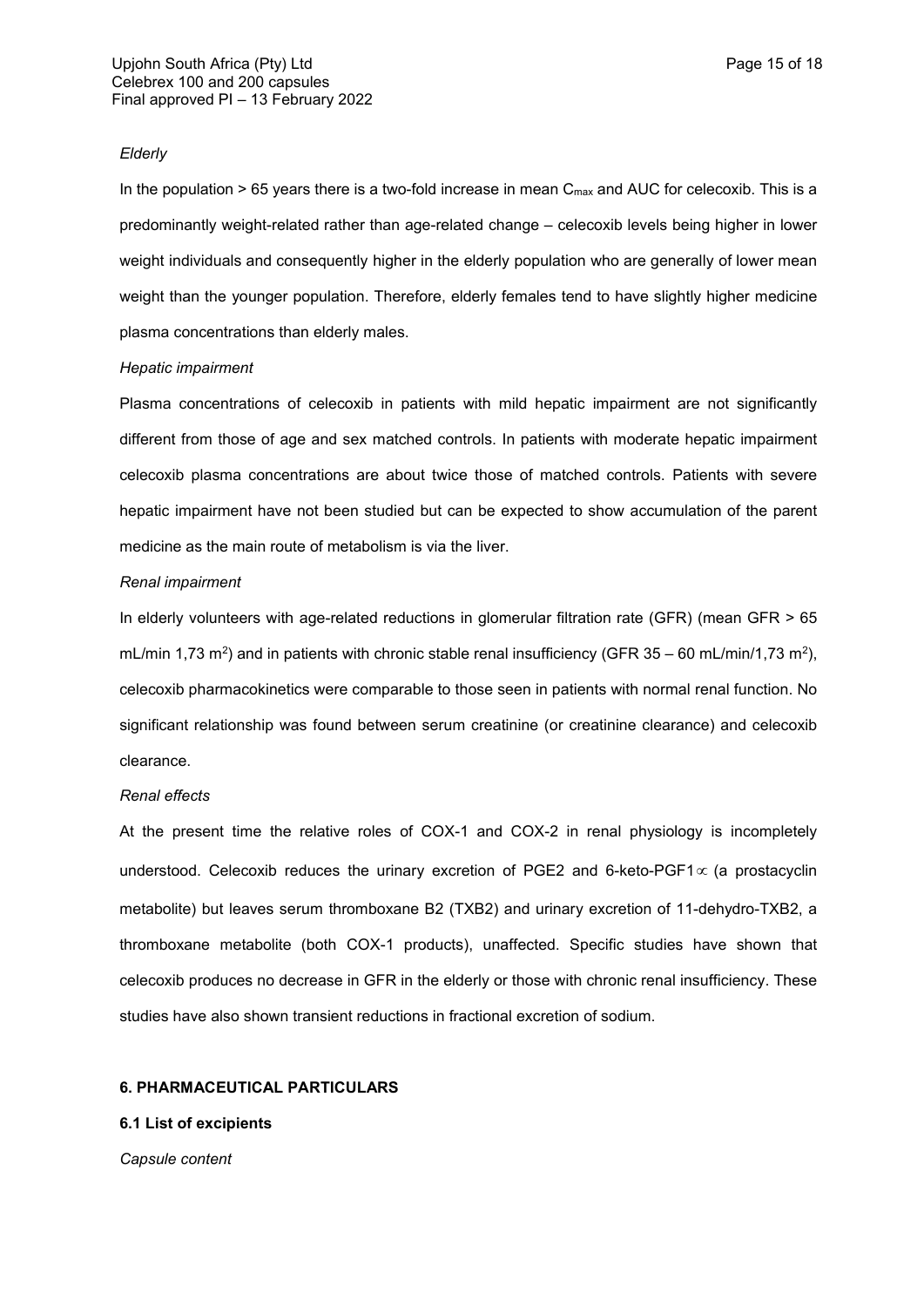*Elderly*

In the population > 65 years there is a two-fold increase in mean $C_{max}$ and AUC for celecoxib. This is a predominantly weight-related rather than age-related change – celecoxib levels being higher in lower weight individuals and consequently higher in the elderly population who are generally of lower mean weight than the younger population. Therefore, elderly females tend to have slightly higher medicine plasma concentrations than elderly males.

*Hepatic impairment*

Plasma concentrations of celecoxib in patients with mild hepatic impairment are not significantly different from those of age and sex matched controls. In patients with moderate hepatic impairment celecoxib plasma concentrations are about twice those of matched controls. Patients with severe hepatic impairment have not been studied but can be expected to show accumulation of the parent medicine as the main route of metabolism is via the liver.

*Renal impairment*

In elderly volunteers with age-related reductions in glomerular filtration rate (GFR) (mean GFR > 65 mL/min 1,73 $m^2$) and in patients with chronic stable renal insufficiency (GFR 35 – 60 mL/min/1,73 $m^2$), celecoxib pharmacokinetics were comparable to those seen in patients with normal renal function. No significant relationship was found between serum creatinine (or creatinine clearance) and celecoxib clearance.

*Renal effects*

At the present time the relative roles of COX-1 and COX-2 in renal physiology is incompletely understood. Celecoxib reduces the urinary excretion of PGE2 and 6-keto-PGF1$\propto$ (a prostacyclin metabolite) but leaves serum thromboxane B2 (TXB2) and urinary excretion of 11-dehydro-TXB2, a thromboxane metabolite (both COX-1 products), unaffected. Specific studies have shown that celecoxib produces no decrease in GFR in the elderly or those with chronic renal insufficiency. These studies have also shown transient reductions in fractional excretion of sodium.

## 6. PHARMACEUTICAL PARTICULARS

### 6.1 List of excipients

*Capsule content*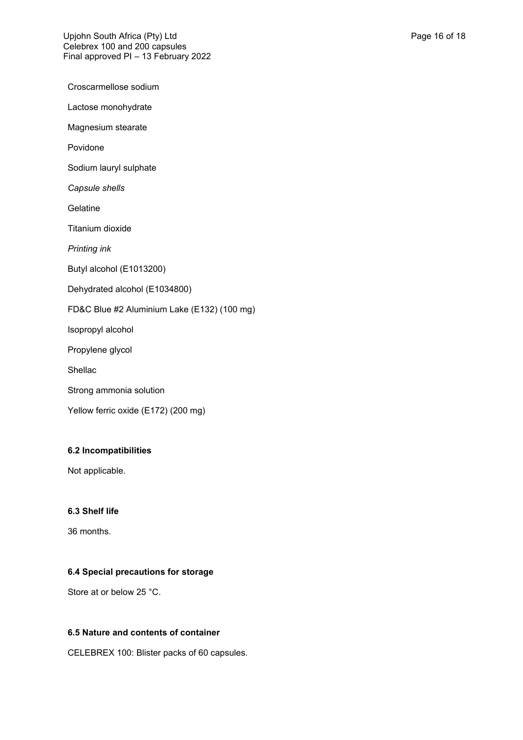Croscarmellose sodium

Lactose monohydrate

Magnesium stearate

Povidone

Sodium lauryl sulphate

*Capsule shells*

Gelatine

Titanium dioxide

*Printing ink*

Butyl alcohol (E1013200)

Dehydrated alcohol (E1034800)

FD&C Blue #2 Aluminium Lake (E132) (100 mg)

Isopropyl alcohol

Propylene glycol

Shellac

Strong ammonia solution

Yellow ferric oxide (E172) (200 mg)

### 6.2 Incompatibilities

Not applicable.

### 6.3 Shelf life

36 months.

### 6.4 Special precautions for storage

Store at or below 25 °C.

### 6.5 Nature and contents of container

CELEBREX 100: Blister packs of 60 capsules.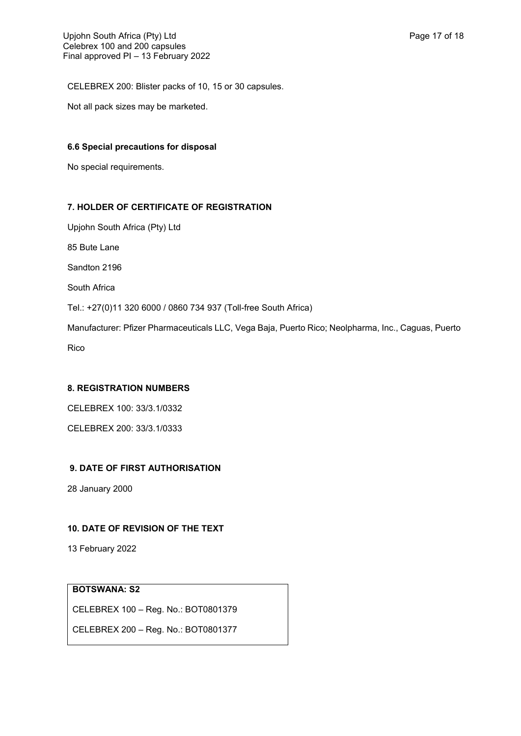CELEBREX 200: Blister packs of 10, 15 or 30 capsules.

Not all pack sizes may be marketed.

### 6.6 Special precautions for disposal

No special requirements.

## 7. HOLDER OF CERTIFICATE OF REGISTRATION

Upjohn South Africa (Pty) Ltd

85 Bute Lane

Sandton 2196

South Africa

Tel.: +27(0)11 320 6000 / 0860 734 937 (Toll-free South Africa)

Manufacturer: Pfizer Pharmaceuticals LLC, Vega Baja, Puerto Rico; Neolpharma, Inc., Caguas, Puerto Rico

## 8. REGISTRATION NUMBERS

CELEBREX 100: 33/3.1/0332

CELEBREX 200: 33/3.1/0333

## 9. DATE OF FIRST AUTHORISATION

28 January 2000

## 10. DATE OF REVISION OF THE TEXT

13 February 2022

| **BOTSWANA: S2** |
| --- |
| CELEBREX 100 – Reg. No.: BOT0801379 |
| CELEBREX 200 – Reg. No.: BOT0801377 |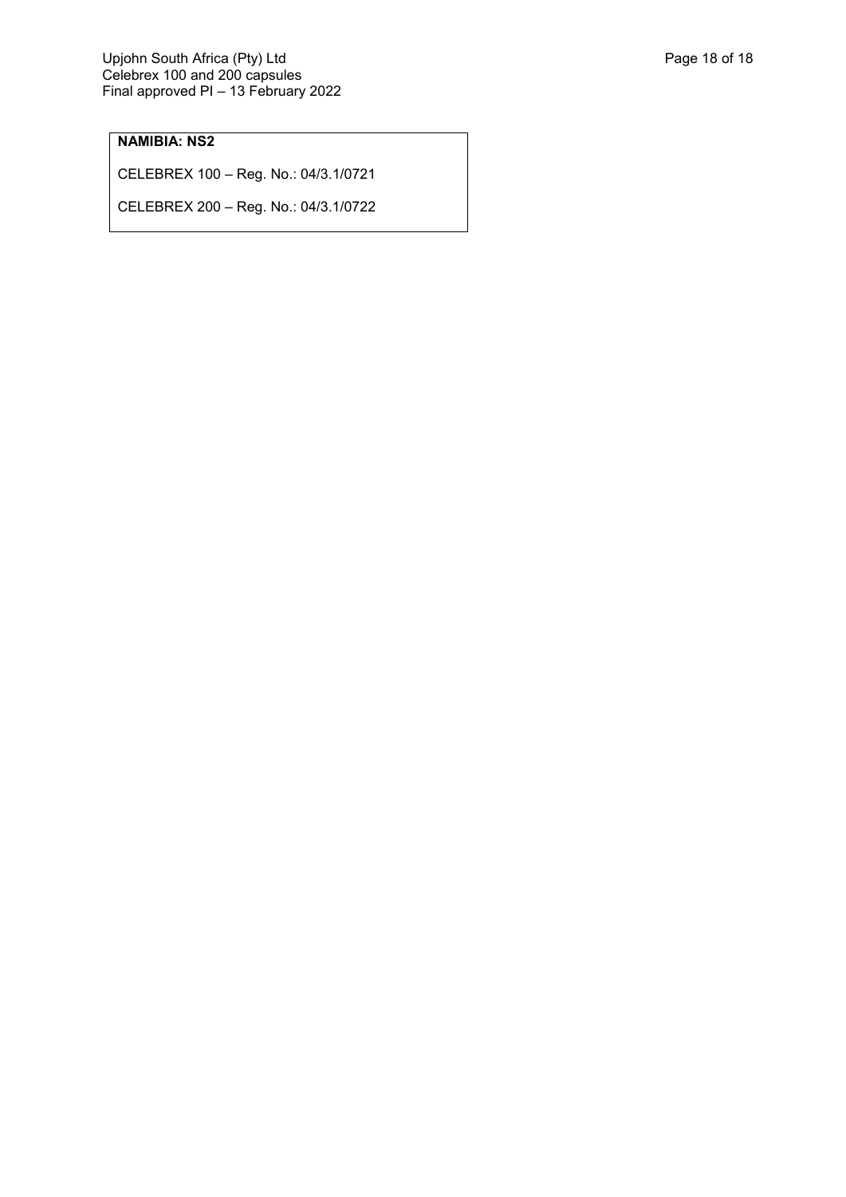**NAMIBIA: NS2**

CELEBREX 100 – Reg. No.: 04/3.1/0721

CELEBREX 200 – Reg. No.: 04/3.1/0722